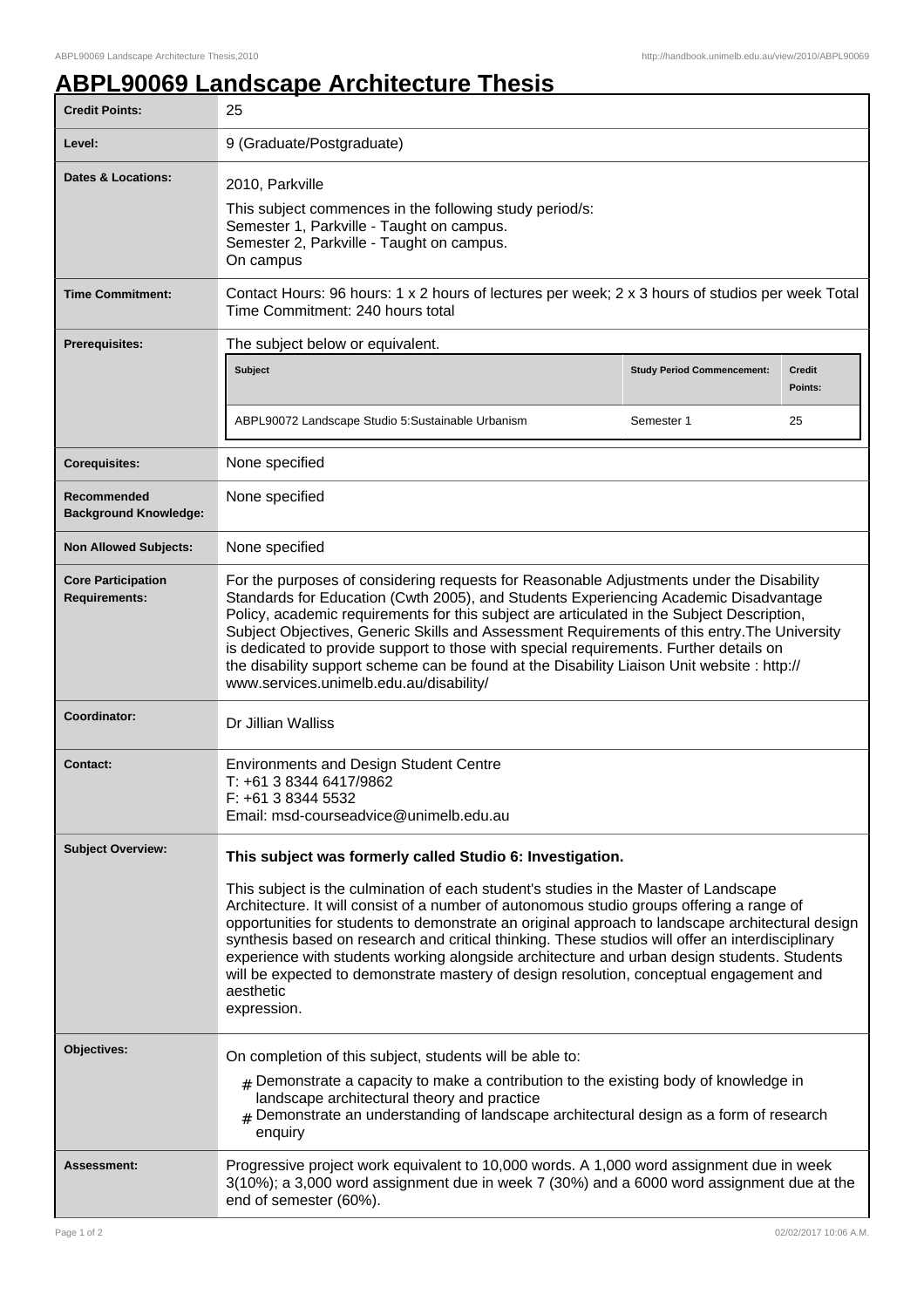# ABPL90069 Landscape Architecture Thesis

| | |
|---|---|
| **Credit Points:** | 25 |
| **Level:** | 9 (Graduate/Postgraduate) |
| **Dates & Locations:** | 2010, Parkville<br>This subject commences in the following study period/s:<br>Semester 1, Parkville - Taught on campus.<br>Semester 2, Parkville - Taught on campus.<br>On campus |
| **Time Commitment:** | Contact Hours: 96 hours: 1 x 2 hours of lectures per week; 2 x 3 hours of studios per week Total Time Commitment: 240 hours total |
| **Prerequisites:** | The subject below or equivalent. |
| **Corequisites:** | None specified |
| **Recommended Background Knowledge:** | None specified |
| **Non Allowed Subjects:** | None specified |
| **Core Participation Requirements:** | For the purposes of considering requests for Reasonable Adjustments under the Disability Standards for Education (Cwth 2005), and Students Experiencing Academic Disadvantage Policy, academic requirements for this subject are articulated in the Subject Description, Subject Objectives, Generic Skills and Assessment Requirements of this entry.The University is dedicated to provide support to those with special requirements. Further details on the disability support scheme can be found at the Disability Liaison Unit website : http://www.services.unimelb.edu.au/disability/ |
| **Coordinator:** | Dr Jillian Walliss |
| **Contact:** | Environments and Design Student Centre<br>T: +61 3 8344 6417/9862<br>F: +61 3 8344 5532<br>Email: msd-courseadvice@unimelb.edu.au |

Prerequisites:

| Subject | Study Period Commencement: | Credit Points: |
|---|---|---|
| ABPL90072 Landscape Studio 5:Sustainable Urbanism | Semester 1 | 25 |

**Subject Overview:**

**This subject was formerly called Studio 6: Investigation.**

This subject is the culmination of each student's studies in the Master of Landscape Architecture. It will consist of a number of autonomous studio groups offering a range of opportunities for students to demonstrate an original approach to landscape architectural design synthesis based on research and critical thinking. These studios will offer an interdisciplinary experience with students working alongside architecture and urban design students. Students will be expected to demonstrate mastery of design resolution, conceptual engagement and aesthetic expression.

**Objectives:**

On completion of this subject, students will be able to:

- Demonstrate a capacity to make a contribution to the existing body of knowledge in landscape architectural theory and practice
- Demonstrate an understanding of landscape architectural design as a form of research enquiry

**Assessment:**

Progressive project work equivalent to 10,000 words. A 1,000 word assignment due in week 3(10%); a 3,000 word assignment due in week 7 (30%) and a 6000 word assignment due at the end of semester (60%).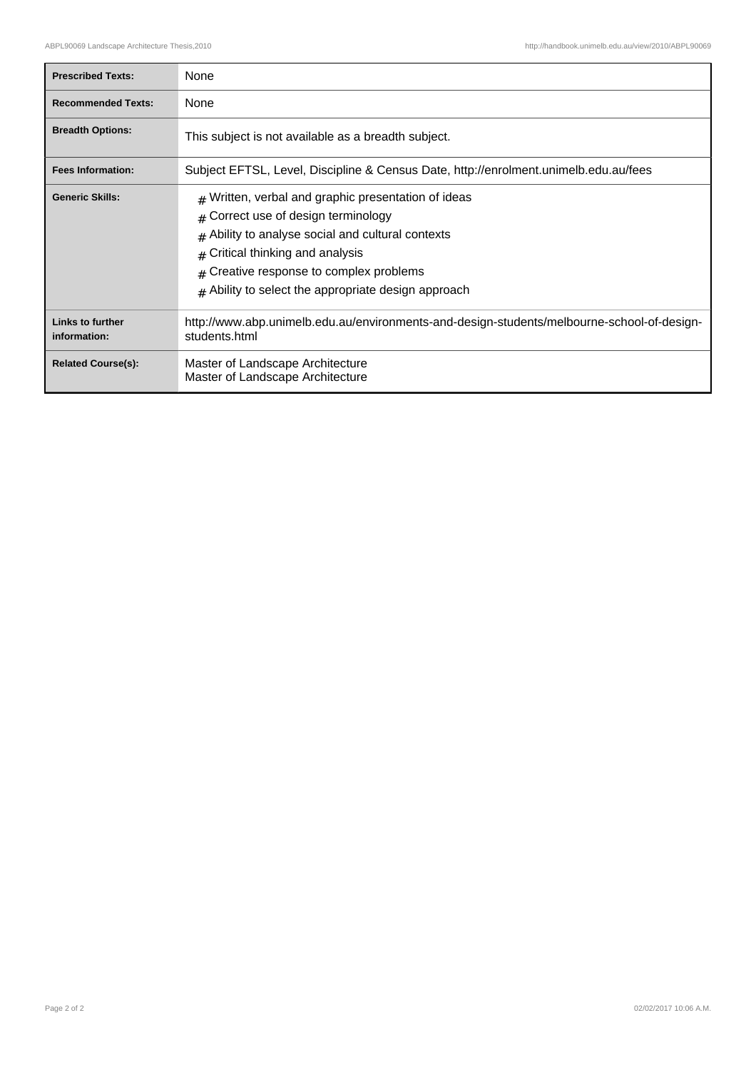| | |
|---|---|
| **Prescribed Texts:** | None |
| **Recommended Texts:** | None |
| **Breadth Options:** | This subject is not available as a breadth subject. |
| **Fees Information:** | Subject EFTSL, Level, Discipline & Census Date, http://enrolment.unimelb.edu.au/fees |
| **Generic Skills:** | # Written, verbal and graphic presentation of ideas<br># Correct use of design terminology<br># Ability to analyse social and cultural contexts<br># Critical thinking and analysis<br># Creative response to complex problems<br># Ability to select the appropriate design approach |
| **Links to further information:** | http://www.abp.unimelb.edu.au/environments-and-design-students/melbourne-school-of-design-students.html |
| **Related Course(s):** | Master of Landscape Architecture<br>Master of Landscape Architecture |